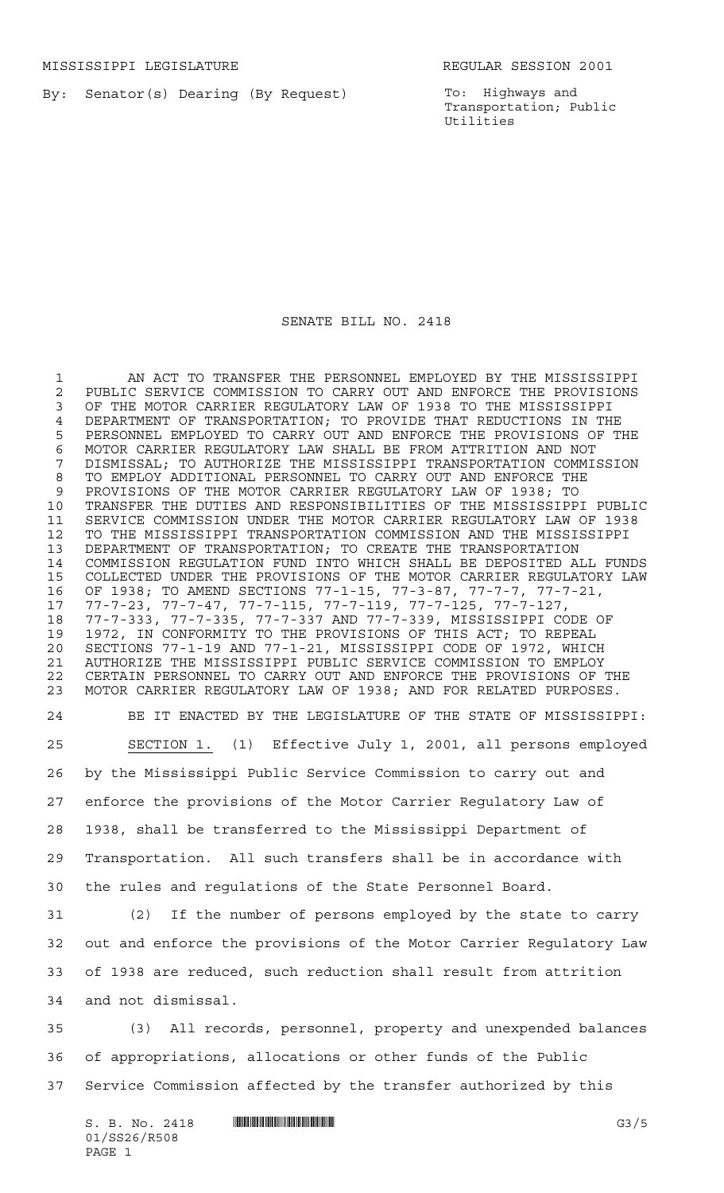MISSISSIPPI LEGISLATURE REGULAR SESSION 2001

By: Senator(s) Dearing (By Request)

To: Highways and Transportation; Public Utilities

# SENATE BILL NO. 2418

AN ACT TO TRANSFER THE PERSONNEL EMPLOYED BY THE MISSISSIPPI PUBLIC SERVICE COMMISSION TO CARRY OUT AND ENFORCE THE PROVISIONS OF THE MOTOR CARRIER REGULATORY LAW OF 1938 TO THE MISSISSIPPI DEPARTMENT OF TRANSPORTATION; TO PROVIDE THAT REDUCTIONS IN THE PERSONNEL EMPLOYED TO CARRY OUT AND ENFORCE THE PROVISIONS OF THE MOTOR CARRIER REGULATORY LAW SHALL BE FROM ATTRITION AND NOT DISMISSAL; TO AUTHORIZE THE MISSISSIPPI TRANSPORTATION COMMISSION TO EMPLOY ADDITIONAL PERSONNEL TO CARRY OUT AND ENFORCE THE PROVISIONS OF THE MOTOR CARRIER REGULATORY LAW OF 1938; TO TRANSFER THE DUTIES AND RESPONSIBILITIES OF THE MISSISSIPPI PUBLIC SERVICE COMMISSION UNDER THE MOTOR CARRIER REGULATORY LAW OF 1938 TO THE MISSISSIPPI TRANSPORTATION COMMISSION AND THE MISSISSIPPI DEPARTMENT OF TRANSPORTATION; TO CREATE THE TRANSPORTATION COMMISSION REGULATION FUND INTO WHICH SHALL BE DEPOSITED ALL FUNDS COLLECTED UNDER THE PROVISIONS OF THE MOTOR CARRIER REGULATORY LAW OF 1938; TO AMEND SECTIONS 77-1-15, 77-3-87, 77-7-7, 77-7-21, 77-7-23, 77-7-47, 77-7-115, 77-7-119, 77-7-125, 77-7-127, 77-7-333, 77-7-335, 77-7-337 AND 77-7-339, MISSISSIPPI CODE OF 1972, IN CONFORMITY TO THE PROVISIONS OF THIS ACT; TO REPEAL SECTIONS 77-1-19 AND 77-1-21, MISSISSIPPI CODE OF 1972, WHICH AUTHORIZE THE MISSISSIPPI PUBLIC SERVICE COMMISSION TO EMPLOY CERTAIN PERSONNEL TO CARRY OUT AND ENFORCE THE PROVISIONS OF THE MOTOR CARRIER REGULATORY LAW OF 1938; AND FOR RELATED PURPOSES.

BE IT ENACTED BY THE LEGISLATURE OF THE STATE OF MISSISSIPPI:

SECTION 1. (1) Effective July 1, 2001, all persons employed by the Mississippi Public Service Commission to carry out and enforce the provisions of the Motor Carrier Regulatory Law of 1938, shall be transferred to the Mississippi Department of Transportation. All such transfers shall be in accordance with the rules and regulations of the State Personnel Board.

(2) If the number of persons employed by the state to carry out and enforce the provisions of the Motor Carrier Regulatory Law of 1938 are reduced, such reduction shall result from attrition and not dismissal.

(3) All records, personnel, property and unexpended balances of appropriations, allocations or other funds of the Public Service Commission affected by the transfer authorized by this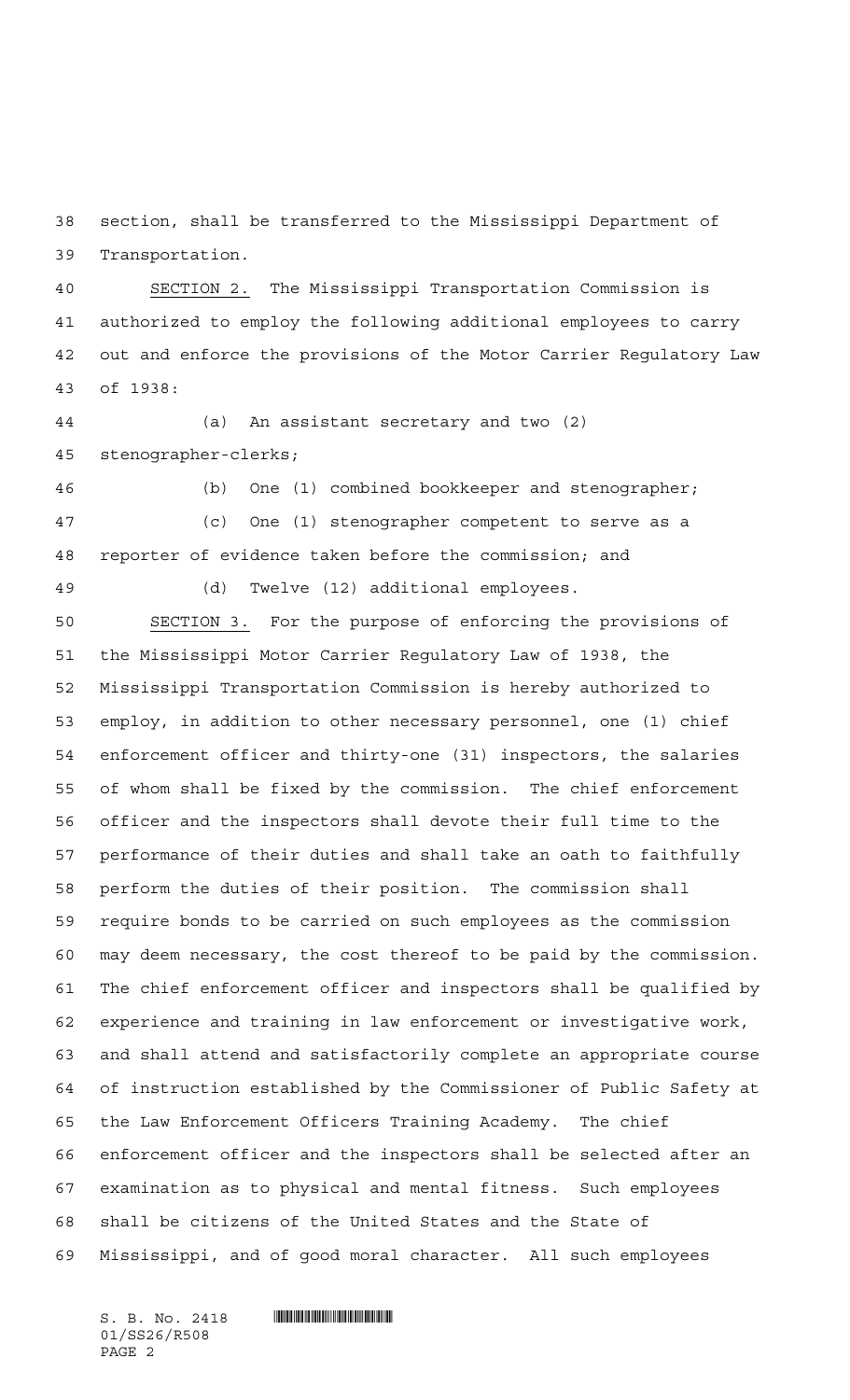section, shall be transferred to the Mississippi Department of Transportation.

SECTION 2. The Mississippi Transportation Commission is authorized to employ the following additional employees to carry out and enforce the provisions of the Motor Carrier Regulatory Law of 1938:

(a) An assistant secretary and two (2) stenographer-clerks;

(b) One (1) combined bookkeeper and stenographer;

(c) One (1) stenographer competent to serve as a reporter of evidence taken before the commission; and

(d) Twelve (12) additional employees.

SECTION 3. For the purpose of enforcing the provisions of the Mississippi Motor Carrier Regulatory Law of 1938, the Mississippi Transportation Commission is hereby authorized to employ, in addition to other necessary personnel, one (1) chief enforcement officer and thirty-one (31) inspectors, the salaries of whom shall be fixed by the commission. The chief enforcement officer and the inspectors shall devote their full time to the performance of their duties and shall take an oath to faithfully perform the duties of their position. The commission shall require bonds to be carried on such employees as the commission may deem necessary, the cost thereof to be paid by the commission. The chief enforcement officer and inspectors shall be qualified by experience and training in law enforcement or investigative work, and shall attend and satisfactorily complete an appropriate course of instruction established by the Commissioner of Public Safety at the Law Enforcement Officers Training Academy. The chief enforcement officer and the inspectors shall be selected after an examination as to physical and mental fitness. Such employees shall be citizens of the United States and the State of Mississippi, and of good moral character. All such employees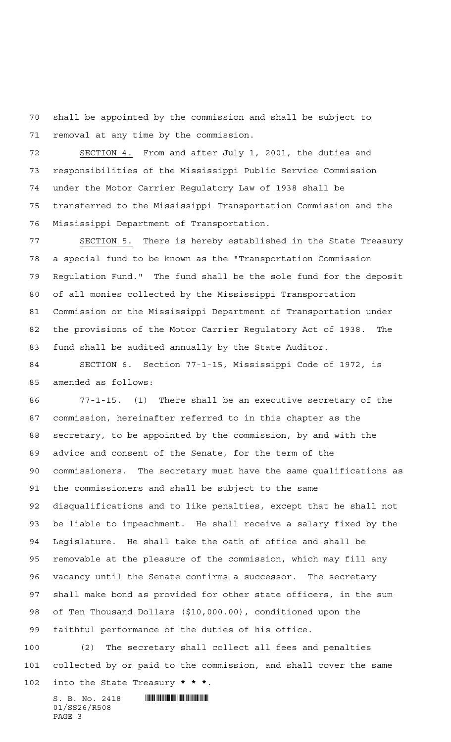shall be appointed by the commission and shall be subject to removal at any time by the commission.

SECTION 4. From and after July 1, 2001, the duties and responsibilities of the Mississippi Public Service Commission under the Motor Carrier Regulatory Law of 1938 shall be transferred to the Mississippi Transportation Commission and the Mississippi Department of Transportation.

SECTION 5. There is hereby established in the State Treasury a special fund to be known as the "Transportation Commission Regulation Fund." The fund shall be the sole fund for the deposit of all monies collected by the Mississippi Transportation Commission or the Mississippi Department of Transportation under the provisions of the Motor Carrier Regulatory Act of 1938. The fund shall be audited annually by the State Auditor.

SECTION 6. Section 77-1-15, Mississippi Code of 1972, is amended as follows:

77-1-15. (1) There shall be an executive secretary of the commission, hereinafter referred to in this chapter as the secretary, to be appointed by the commission, by and with the advice and consent of the Senate, for the term of the commissioners. The secretary must have the same qualifications as the commissioners and shall be subject to the same disqualifications and to like penalties, except that he shall not be liable to impeachment. He shall receive a salary fixed by the Legislature. He shall take the oath of office and shall be removable at the pleasure of the commission, which may fill any vacancy until the Senate confirms a successor. The secretary shall make bond as provided for other state officers, in the sum of Ten Thousand Dollars ($10,000.00), conditioned upon the faithful performance of the duties of his office.

(2) The secretary shall collect all fees and penalties collected by or paid to the commission, and shall cover the same into the State Treasury **\* \* \***.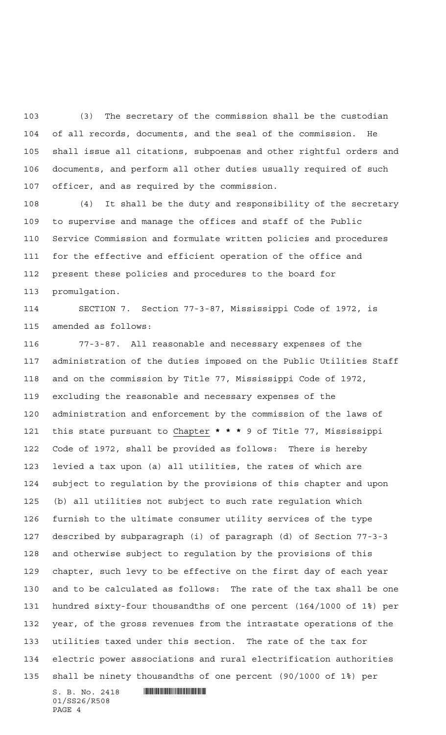(3) The secretary of the commission shall be the custodian of all records, documents, and the seal of the commission. He shall issue all citations, subpoenas and other rightful orders and documents, and perform all other duties usually required of such officer, and as required by the commission.

(4) It shall be the duty and responsibility of the secretary to supervise and manage the offices and staff of the Public Service Commission and formulate written policies and procedures for the effective and efficient operation of the office and present these policies and procedures to the board for promulgation.

SECTION 7. Section 77-3-87, Mississippi Code of 1972, is amended as follows:

77-3-87. All reasonable and necessary expenses of the administration of the duties imposed on the Public Utilities Staff and on the commission by Title 77, Mississippi Code of 1972, excluding the reasonable and necessary expenses of the administration and enforcement by the commission of the laws of this state pursuant to Chapter *** 9 of Title 77, Mississippi Code of 1972, shall be provided as follows: There is hereby levied a tax upon (a) all utilities, the rates of which are subject to regulation by the provisions of this chapter and upon (b) all utilities not subject to such rate regulation which furnish to the ultimate consumer utility services of the type described by subparagraph (i) of paragraph (d) of Section 77-3-3 and otherwise subject to regulation by the provisions of this chapter, such levy to be effective on the first day of each year and to be calculated as follows: The rate of the tax shall be one hundred sixty-four thousandths of one percent (164/1000 of 1%) per year, of the gross revenues from the intrastate operations of the utilities taxed under this section. The rate of the tax for electric power associations and rural electrification authorities shall be ninety thousandths of one percent (90/1000 of 1%) per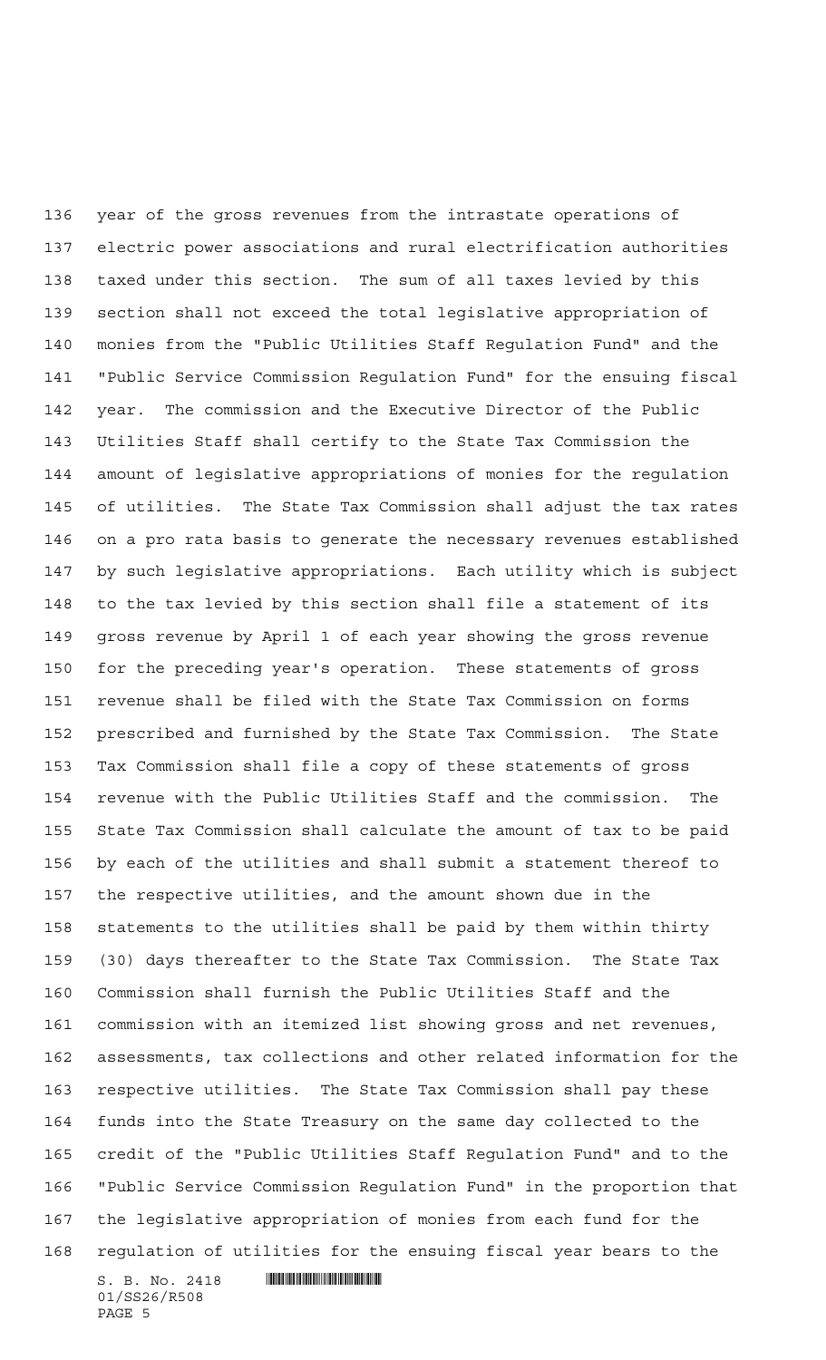year of the gross revenues from the intrastate operations of electric power associations and rural electrification authorities taxed under this section. The sum of all taxes levied by this section shall not exceed the total legislative appropriation of monies from the "Public Utilities Staff Regulation Fund" and the "Public Service Commission Regulation Fund" for the ensuing fiscal year. The commission and the Executive Director of the Public Utilities Staff shall certify to the State Tax Commission the amount of legislative appropriations of monies for the regulation of utilities. The State Tax Commission shall adjust the tax rates on a pro rata basis to generate the necessary revenues established by such legislative appropriations. Each utility which is subject to the tax levied by this section shall file a statement of its gross revenue by April 1 of each year showing the gross revenue for the preceding year's operation. These statements of gross revenue shall be filed with the State Tax Commission on forms prescribed and furnished by the State Tax Commission. The State Tax Commission shall file a copy of these statements of gross revenue with the Public Utilities Staff and the commission. The State Tax Commission shall calculate the amount of tax to be paid by each of the utilities and shall submit a statement thereof to the respective utilities, and the amount shown due in the statements to the utilities shall be paid by them within thirty (30) days thereafter to the State Tax Commission. The State Tax Commission shall furnish the Public Utilities Staff and the commission with an itemized list showing gross and net revenues, assessments, tax collections and other related information for the respective utilities. The State Tax Commission shall pay these funds into the State Treasury on the same day collected to the credit of the "Public Utilities Staff Regulation Fund" and to the "Public Service Commission Regulation Fund" in the proportion that the legislative appropriation of monies from each fund for the regulation of utilities for the ensuing fiscal year bears to the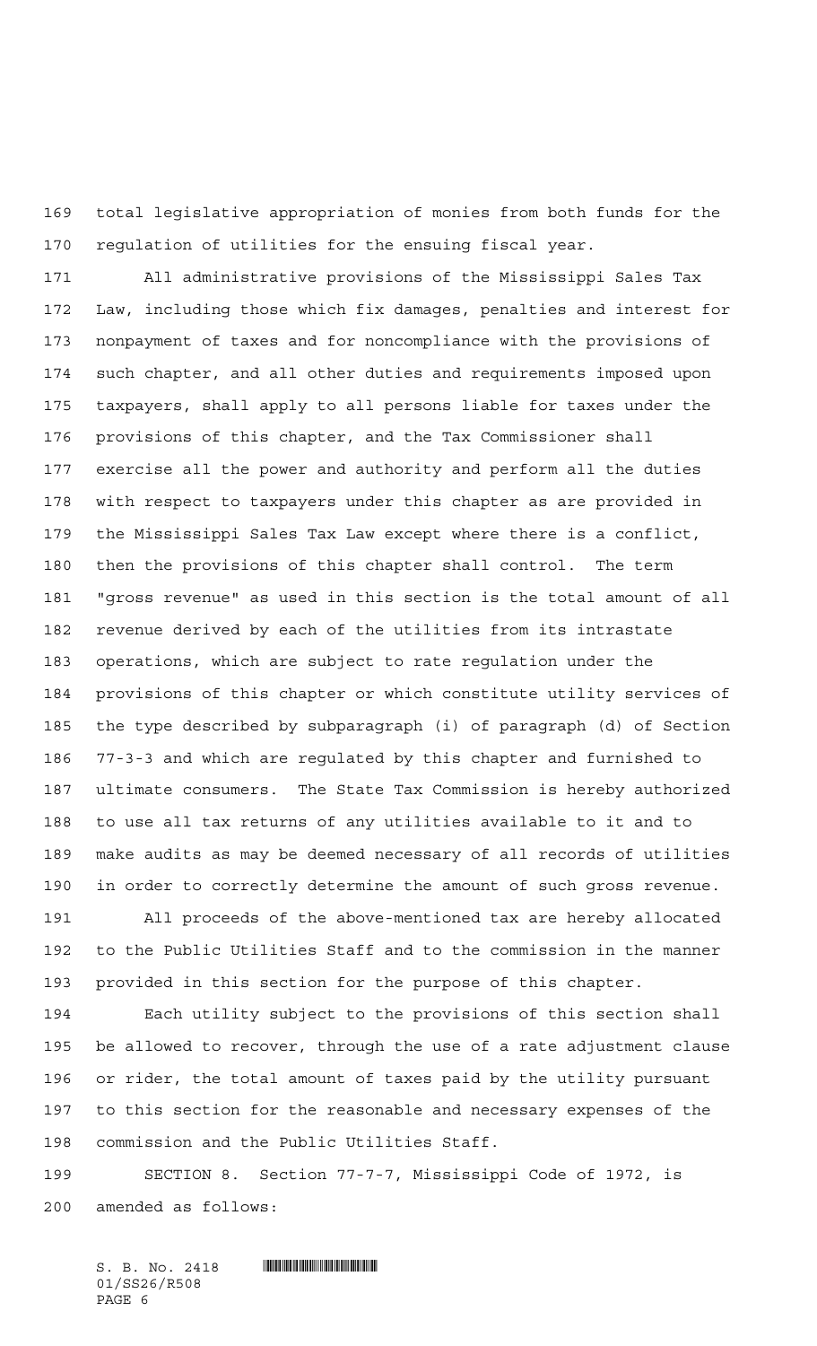total legislative appropriation of monies from both funds for the regulation of utilities for the ensuing fiscal year.

All administrative provisions of the Mississippi Sales Tax Law, including those which fix damages, penalties and interest for nonpayment of taxes and for noncompliance with the provisions of such chapter, and all other duties and requirements imposed upon taxpayers, shall apply to all persons liable for taxes under the provisions of this chapter, and the Tax Commissioner shall exercise all the power and authority and perform all the duties with respect to taxpayers under this chapter as are provided in the Mississippi Sales Tax Law except where there is a conflict, then the provisions of this chapter shall control. The term "gross revenue" as used in this section is the total amount of all revenue derived by each of the utilities from its intrastate operations, which are subject to rate regulation under the provisions of this chapter or which constitute utility services of the type described by subparagraph (i) of paragraph (d) of Section 77-3-3 and which are regulated by this chapter and furnished to ultimate consumers. The State Tax Commission is hereby authorized to use all tax returns of any utilities available to it and to make audits as may be deemed necessary of all records of utilities in order to correctly determine the amount of such gross revenue.

All proceeds of the above-mentioned tax are hereby allocated to the Public Utilities Staff and to the commission in the manner provided in this section for the purpose of this chapter.

Each utility subject to the provisions of this section shall be allowed to recover, through the use of a rate adjustment clause or rider, the total amount of taxes paid by the utility pursuant to this section for the reasonable and necessary expenses of the commission and the Public Utilities Staff.

SECTION 8. Section 77-7-7, Mississippi Code of 1972, is amended as follows: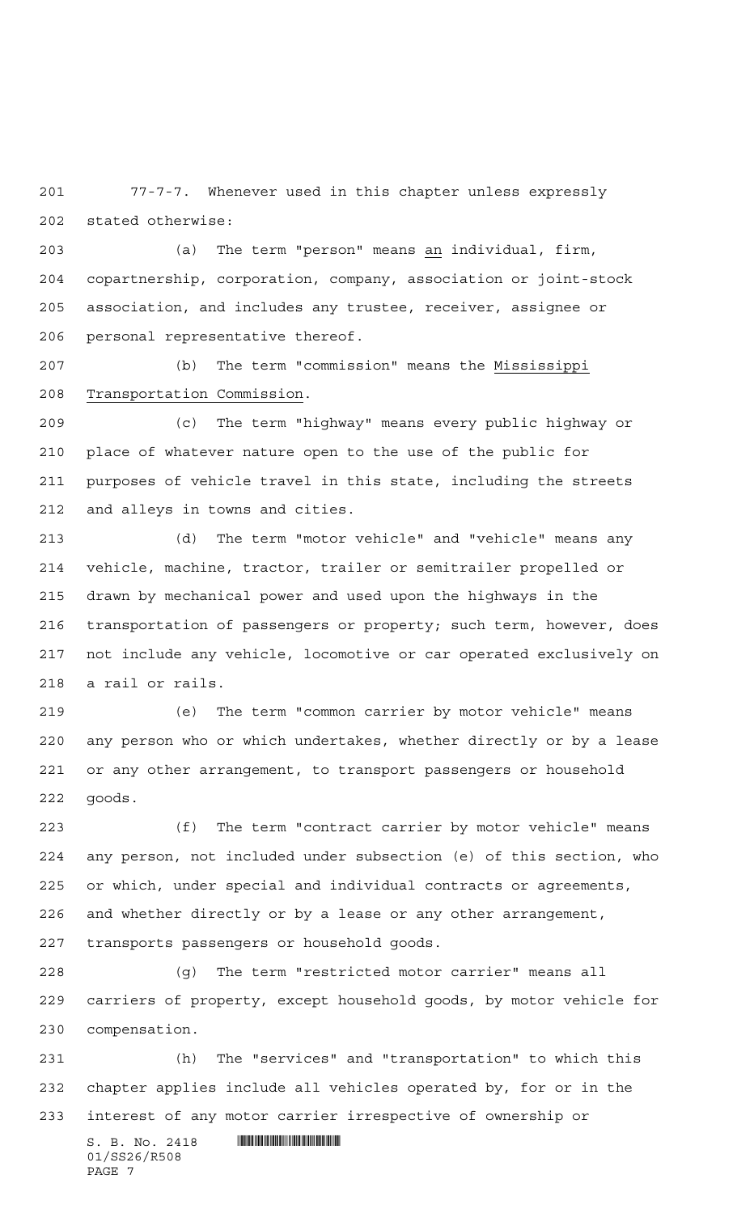77-7-7. Whenever used in this chapter unless expressly stated otherwise:

(a) The term "person" means an individual, firm, copartnership, corporation, company, association or joint-stock association, and includes any trustee, receiver, assignee or personal representative thereof.

(b) The term "commission" means the Mississippi Transportation Commission.

(c) The term "highway" means every public highway or place of whatever nature open to the use of the public for purposes of vehicle travel in this state, including the streets and alleys in towns and cities.

(d) The term "motor vehicle" and "vehicle" means any vehicle, machine, tractor, trailer or semitrailer propelled or drawn by mechanical power and used upon the highways in the transportation of passengers or property; such term, however, does not include any vehicle, locomotive or car operated exclusively on a rail or rails.

(e) The term "common carrier by motor vehicle" means any person who or which undertakes, whether directly or by a lease or any other arrangement, to transport passengers or household goods.

(f) The term "contract carrier by motor vehicle" means any person, not included under subsection (e) of this section, who or which, under special and individual contracts or agreements, and whether directly or by a lease or any other arrangement, transports passengers or household goods.

(g) The term "restricted motor carrier" means all carriers of property, except household goods, by motor vehicle for compensation.

(h) The "services" and "transportation" to which this chapter applies include all vehicles operated by, for or in the interest of any motor carrier irrespective of ownership or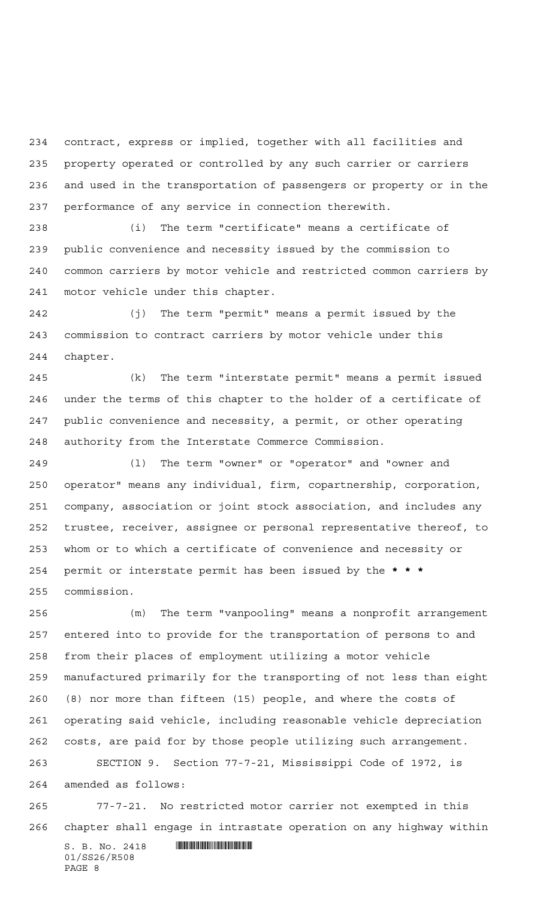contract, express or implied, together with all facilities and property operated or controlled by any such carrier or carriers and used in the transportation of passengers or property or in the performance of any service in connection therewith.

(i) The term "certificate" means a certificate of public convenience and necessity issued by the commission to common carriers by motor vehicle and restricted common carriers by motor vehicle under this chapter.

(j) The term "permit" means a permit issued by the commission to contract carriers by motor vehicle under this chapter.

(k) The term "interstate permit" means a permit issued under the terms of this chapter to the holder of a certificate of public convenience and necessity, a permit, or other operating authority from the Interstate Commerce Commission.

(l) The term "owner" or "operator" and "owner and operator" means any individual, firm, copartnership, corporation, company, association or joint stock association, and includes any trustee, receiver, assignee or personal representative thereof, to whom or to which a certificate of convenience and necessity or permit or interstate permit has been issued by the **\* \* \*** commission.

(m) The term "vanpooling" means a nonprofit arrangement entered into to provide for the transportation of persons to and from their places of employment utilizing a motor vehicle manufactured primarily for the transporting of not less than eight (8) nor more than fifteen (15) people, and where the costs of operating said vehicle, including reasonable vehicle depreciation costs, are paid for by those people utilizing such arrangement.

SECTION 9. Section 77-7-21, Mississippi Code of 1972, is amended as follows:

77-7-21. No restricted motor carrier not exempted in this chapter shall engage in intrastate operation on any highway within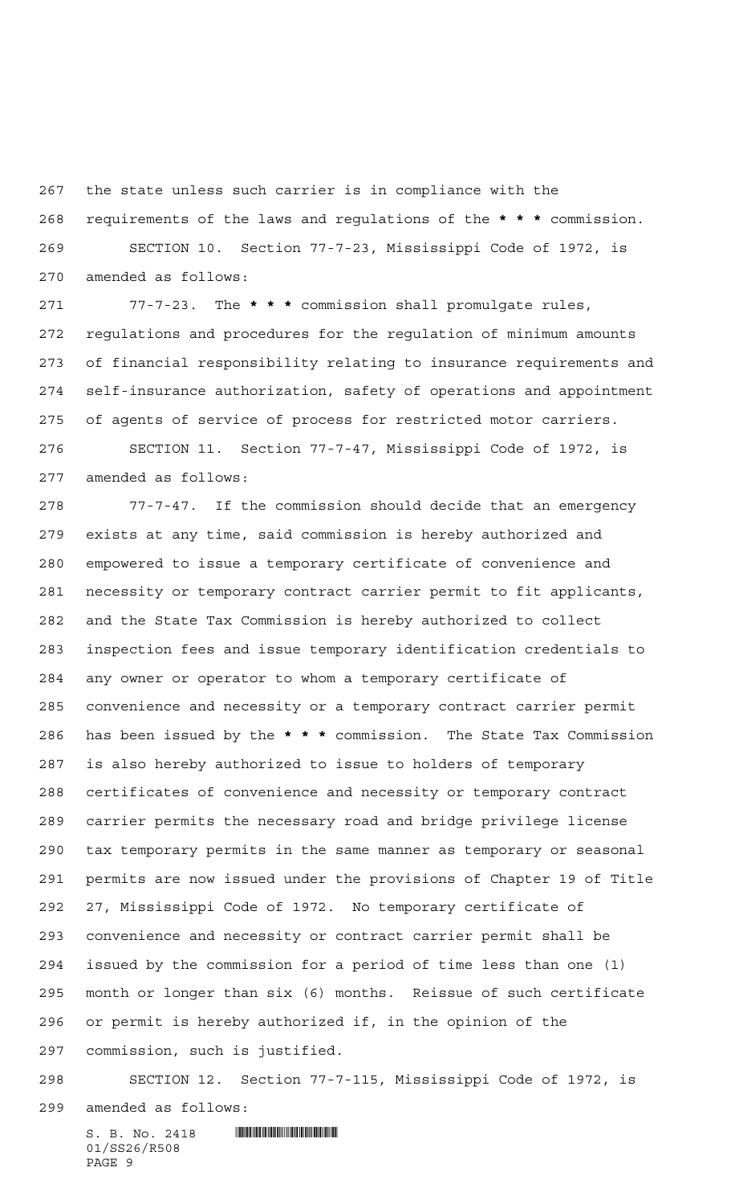the state unless such carrier is in compliance with the requirements of the laws and regulations of the * * * commission.

SECTION 10. Section 77-7-23, Mississippi Code of 1972, is amended as follows:

77-7-23. The * * * commission shall promulgate rules, regulations and procedures for the regulation of minimum amounts of financial responsibility relating to insurance requirements and self-insurance authorization, safety of operations and appointment of agents of service of process for restricted motor carriers.

SECTION 11. Section 77-7-47, Mississippi Code of 1972, is amended as follows:

77-7-47. If the commission should decide that an emergency exists at any time, said commission is hereby authorized and empowered to issue a temporary certificate of convenience and necessity or temporary contract carrier permit to fit applicants, and the State Tax Commission is hereby authorized to collect inspection fees and issue temporary identification credentials to any owner or operator to whom a temporary certificate of convenience and necessity or a temporary contract carrier permit has been issued by the * * * commission. The State Tax Commission is also hereby authorized to issue to holders of temporary certificates of convenience and necessity or temporary contract carrier permits the necessary road and bridge privilege license tax temporary permits in the same manner as temporary or seasonal permits are now issued under the provisions of Chapter 19 of Title 27, Mississippi Code of 1972. No temporary certificate of convenience and necessity or contract carrier permit shall be issued by the commission for a period of time less than one (1) month or longer than six (6) months. Reissue of such certificate or permit is hereby authorized if, in the opinion of the commission, such is justified.

SECTION 12. Section 77-7-115, Mississippi Code of 1972, is amended as follows: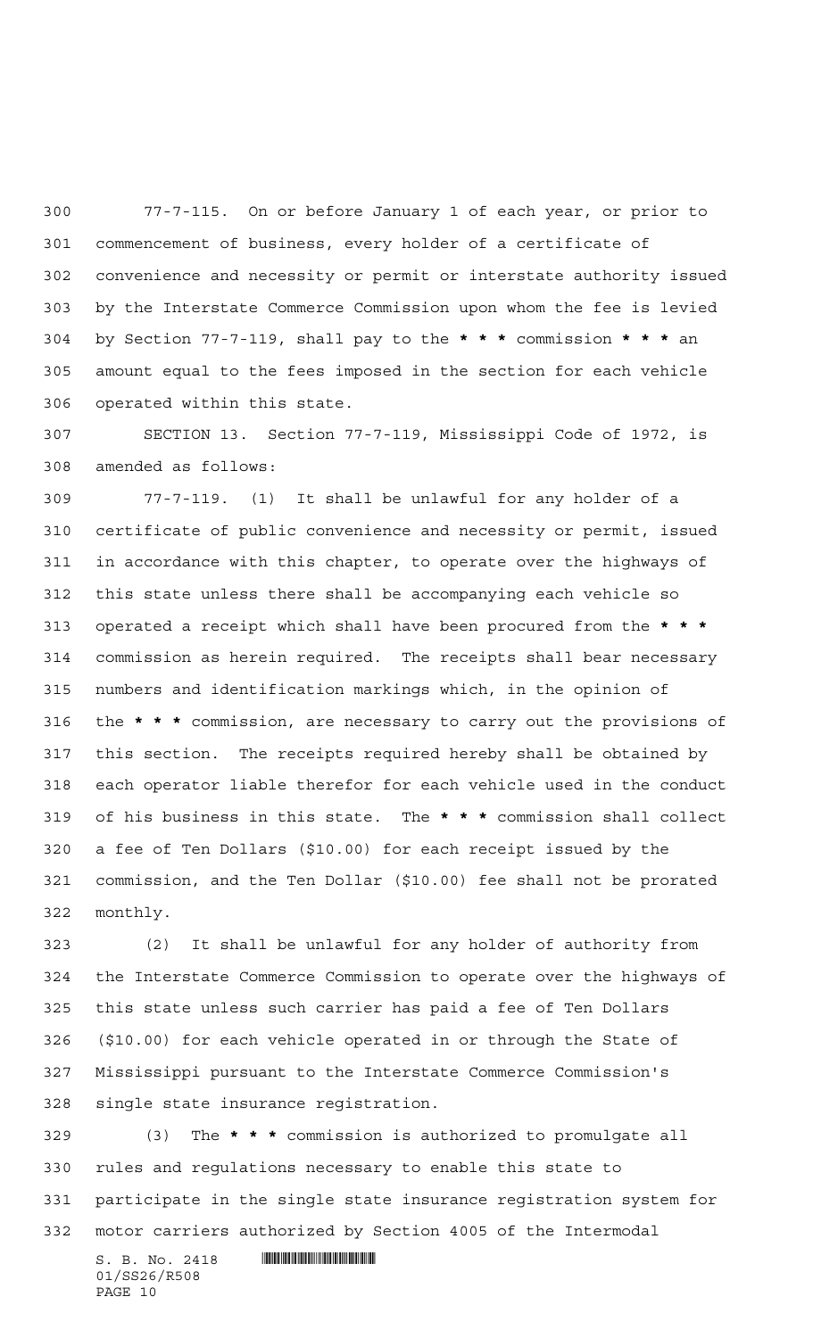77-7-115. On or before January 1 of each year, or prior to commencement of business, every holder of a certificate of convenience and necessity or permit or interstate authority issued by the Interstate Commerce Commission upon whom the fee is levied by Section 77-7-119, shall pay to the * * * commission * * * an amount equal to the fees imposed in the section for each vehicle operated within this state.

SECTION 13. Section 77-7-119, Mississippi Code of 1972, is amended as follows:

77-7-119. (1) It shall be unlawful for any holder of a certificate of public convenience and necessity or permit, issued in accordance with this chapter, to operate over the highways of this state unless there shall be accompanying each vehicle so operated a receipt which shall have been procured from the * * * commission as herein required. The receipts shall bear necessary numbers and identification markings which, in the opinion of the * * * commission, are necessary to carry out the provisions of this section. The receipts required hereby shall be obtained by each operator liable therefor for each vehicle used in the conduct of his business in this state. The * * * commission shall collect a fee of Ten Dollars ($10.00) for each receipt issued by the commission, and the Ten Dollar ($10.00) fee shall not be prorated monthly.

(2) It shall be unlawful for any holder of authority from the Interstate Commerce Commission to operate over the highways of this state unless such carrier has paid a fee of Ten Dollars ($10.00) for each vehicle operated in or through the State of Mississippi pursuant to the Interstate Commerce Commission's single state insurance registration.

(3) The * * * commission is authorized to promulgate all rules and regulations necessary to enable this state to participate in the single state insurance registration system for motor carriers authorized by Section 4005 of the Intermodal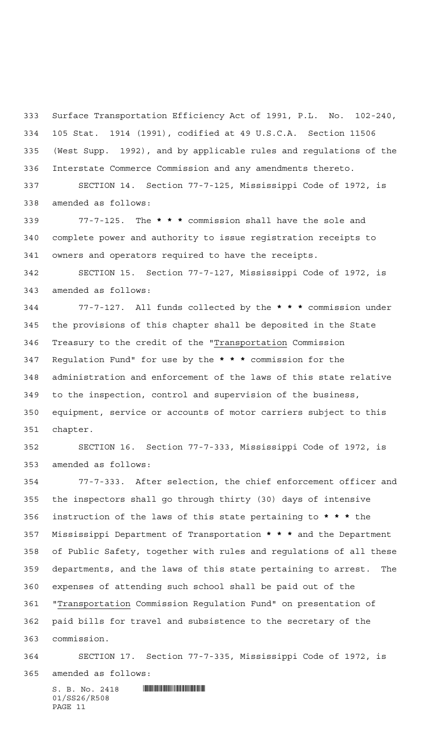Surface Transportation Efficiency Act of 1991, P.L. No. 102-240, 105 Stat. 1914 (1991), codified at 49 U.S.C.A. Section 11506 (West Supp. 1992), and by applicable rules and regulations of the Interstate Commerce Commission and any amendments thereto.

SECTION 14. Section 77-7-125, Mississippi Code of 1972, is amended as follows:

77-7-125. The * * * commission shall have the sole and complete power and authority to issue registration receipts to owners and operators required to have the receipts.

SECTION 15. Section 77-7-127, Mississippi Code of 1972, is amended as follows:

77-7-127. All funds collected by the * * * commission under the provisions of this chapter shall be deposited in the State Treasury to the credit of the "Transportation Commission Regulation Fund" for use by the * * * commission for the administration and enforcement of the laws of this state relative to the inspection, control and supervision of the business, equipment, service or accounts of motor carriers subject to this chapter.

SECTION 16. Section 77-7-333, Mississippi Code of 1972, is amended as follows:

77-7-333. After selection, the chief enforcement officer and the inspectors shall go through thirty (30) days of intensive instruction of the laws of this state pertaining to * * * the Mississippi Department of Transportation * * * and the Department of Public Safety, together with rules and regulations of all these departments, and the laws of this state pertaining to arrest. The expenses of attending such school shall be paid out of the "Transportation Commission Regulation Fund" on presentation of paid bills for travel and subsistence to the secretary of the commission.

SECTION 17. Section 77-7-335, Mississippi Code of 1972, is amended as follows: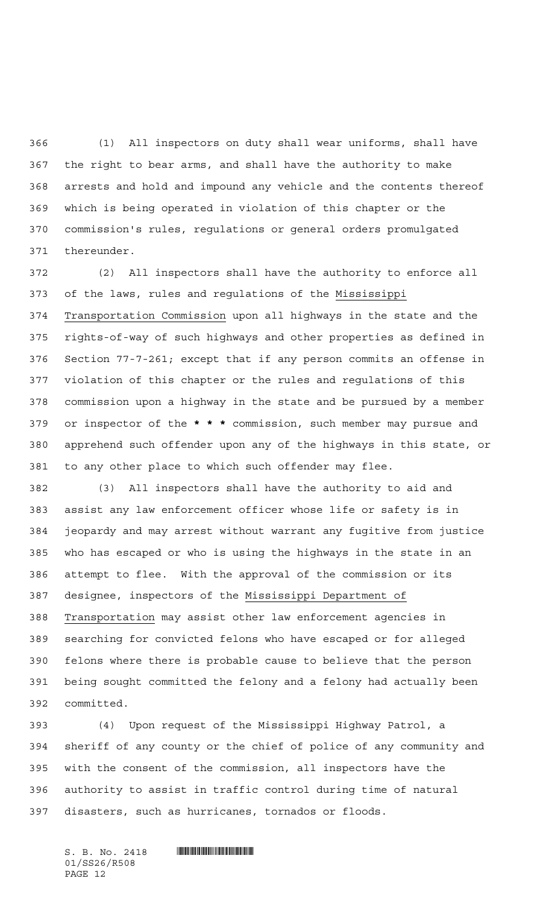(1) All inspectors on duty shall wear uniforms, shall have the right to bear arms, and shall have the authority to make arrests and hold and impound any vehicle and the contents thereof which is being operated in violation of this chapter or the commission's rules, regulations or general orders promulgated thereunder.

(2) All inspectors shall have the authority to enforce all of the laws, rules and regulations of the Mississippi Transportation Commission upon all highways in the state and the rights-of-way of such highways and other properties as defined in Section 77-7-261; except that if any person commits an offense in violation of this chapter or the rules and regulations of this commission upon a highway in the state and be pursued by a member or inspector of the *** commission, such member may pursue and apprehend such offender upon any of the highways in this state, or to any other place to which such offender may flee.

(3) All inspectors shall have the authority to aid and assist any law enforcement officer whose life or safety is in jeopardy and may arrest without warrant any fugitive from justice who has escaped or who is using the highways in the state in an attempt to flee. With the approval of the commission or its designee, inspectors of the Mississippi Department of Transportation may assist other law enforcement agencies in searching for convicted felons who have escaped or for alleged felons where there is probable cause to believe that the person being sought committed the felony and a felony had actually been committed.

(4) Upon request of the Mississippi Highway Patrol, a sheriff of any county or the chief of police of any community and with the consent of the commission, all inspectors have the authority to assist in traffic control during time of natural disasters, such as hurricanes, tornados or floods.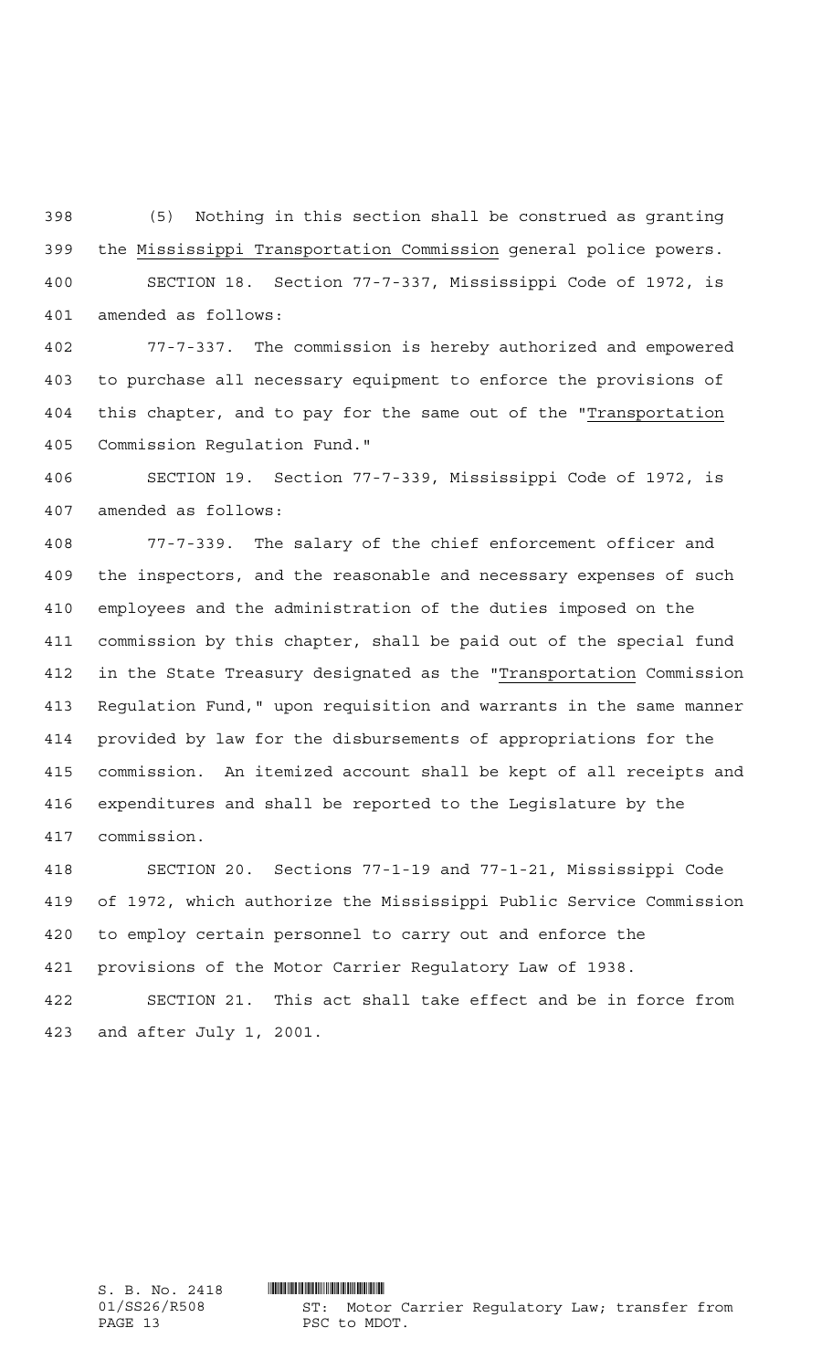398 (5) Nothing in this section shall be construed as granting
399 the Mississippi Transportation Commission general police powers.

400 SECTION 18. Section 77-7-337, Mississippi Code of 1972, is
401 amended as follows:

402 77-7-337. The commission is hereby authorized and empowered
403 to purchase all necessary equipment to enforce the provisions of
404 this chapter, and to pay for the same out of the "Transportation
405 Commission Regulation Fund."

406 SECTION 19. Section 77-7-339, Mississippi Code of 1972, is
407 amended as follows:

408 77-7-339. The salary of the chief enforcement officer and
409 the inspectors, and the reasonable and necessary expenses of such
410 employees and the administration of the duties imposed on the
411 commission by this chapter, shall be paid out of the special fund
412 in the State Treasury designated as the "Transportation Commission
413 Regulation Fund," upon requisition and warrants in the same manner
414 provided by law for the disbursements of appropriations for the
415 commission. An itemized account shall be kept of all receipts and
416 expenditures and shall be reported to the Legislature by the
417 commission.

418 SECTION 20. Sections 77-1-19 and 77-1-21, Mississippi Code
419 of 1972, which authorize the Mississippi Public Service Commission
420 to employ certain personnel to carry out and enforce the
421 provisions of the Motor Carrier Regulatory Law of 1938.

422 SECTION 21. This act shall take effect and be in force from
423 and after July 1, 2001.

S. B. No. 2418
01/SS26/R508
ST: Motor Carrier Regulatory Law; transfer from PSC to MDOT.